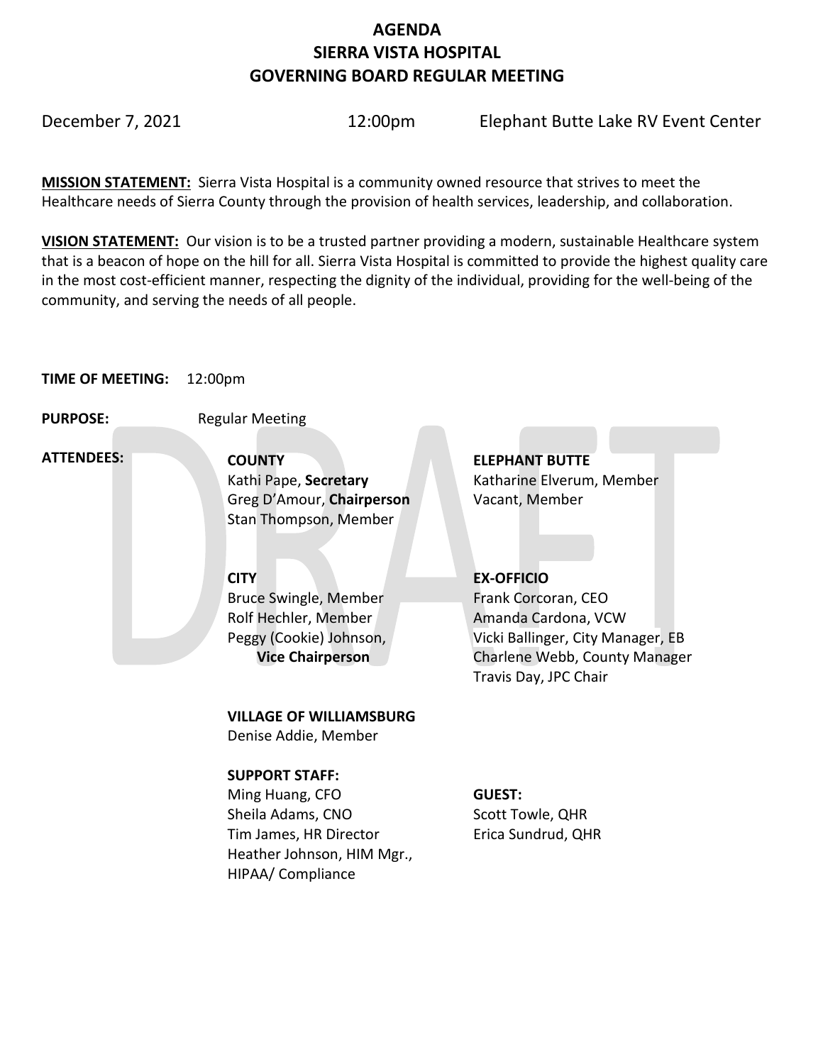# AGENDA
# SIERRA VISTA HOSPITAL
# GOVERNING BOARD REGULAR MEETING

December 7, 2021 | 12:00pm | Elephant Butte Lake RV Event Center

**MISSION STATEMENT:** Sierra Vista Hospital is a community owned resource that strives to meet the Healthcare needs of Sierra County through the provision of health services, leadership, and collaboration.

**VISION STATEMENT:** Our vision is to be a trusted partner providing a modern, sustainable Healthcare system that is a beacon of hope on the hill for all. Sierra Vista Hospital is committed to provide the highest quality care in the most cost-efficient manner, respecting the dignity of the individual, providing for the well-being of the community, and serving the needs of all people.

**TIME OF MEETING:** 12:00pm

**PURPOSE:** Regular Meeting

**ATTENDEES:**

**COUNTY**
Kathi Pape, **Secretary**
Greg D'Amour, **Chairperson**
Stan Thompson, Member

**ELEPHANT BUTTE**
Katharine Elverum, Member
Vacant, Member

**CITY**
Bruce Swingle, Member
Rolf Hechler, Member
Peggy (Cookie) Johnson, **Vice Chairperson**

**EX-OFFICIO**
Frank Corcoran, CEO
Amanda Cardona, VCW
Vicki Ballinger, City Manager, EB
Charlene Webb, County Manager
Travis Day, JPC Chair

**VILLAGE OF WILLIAMSBURG**
Denise Addie, Member

**SUPPORT STAFF:**
Ming Huang, CFO
Sheila Adams, CNO
Tim James, HR Director
Heather Johnson, HIM Mgr., HIPAA/ Compliance

**GUEST:**
Scott Towle, QHR
Erica Sundrud, QHR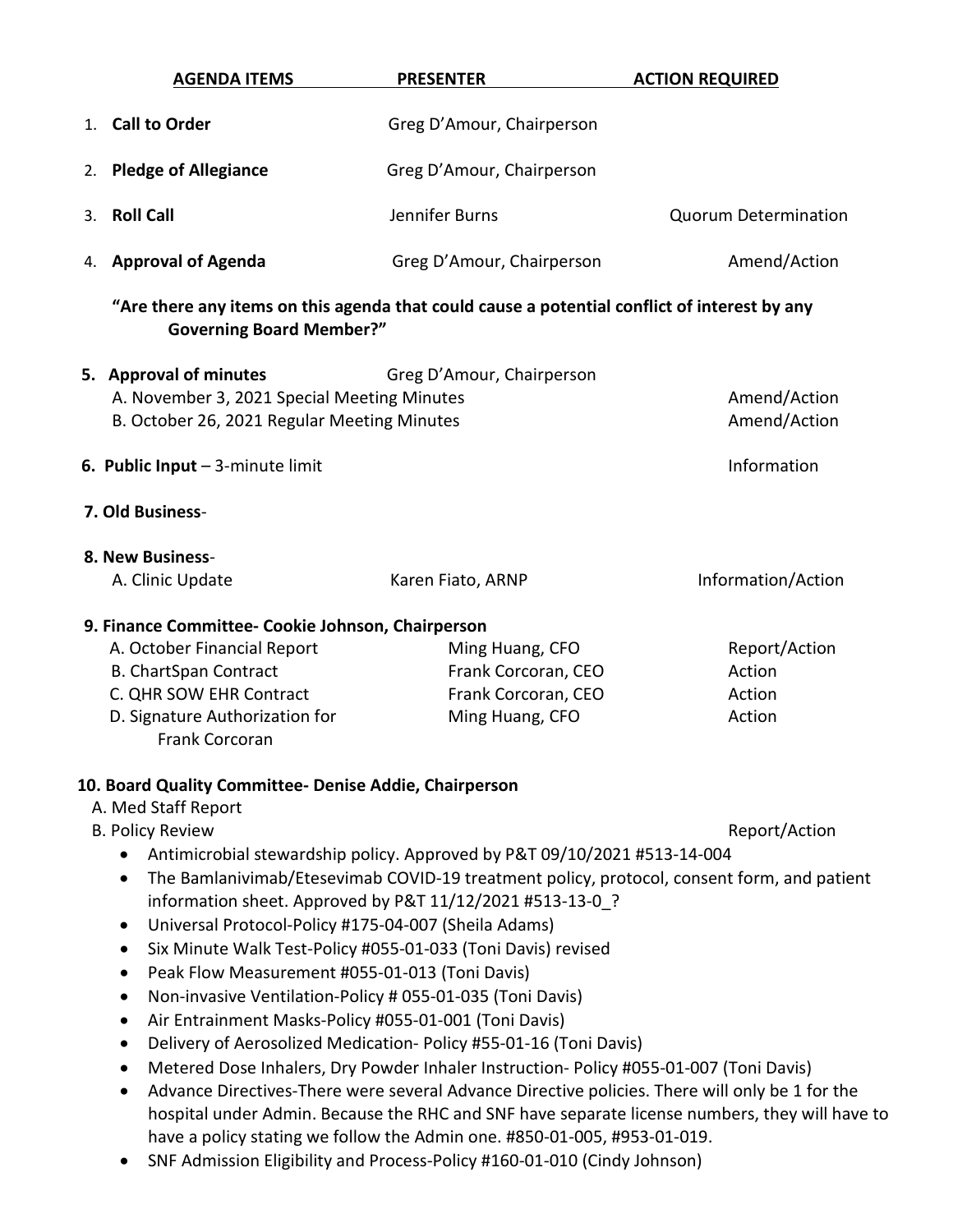| AGENDA ITEMS | PRESENTER | ACTION REQUIRED |
|---|---|---|
| 1. **Call to Order** | Greg D'Amour, Chairperson | |
| 2. **Pledge of Allegiance** | Greg D'Amour, Chairperson | |
| 3. **Roll Call** | Jennifer Burns | Quorum Determination |
| 4. **Approval of Agenda** | Greg D'Amour, Chairperson | Amend/Action |

**"Are there any items on this agenda that could cause a potential conflict of interest by any Governing Board Member?"**

| | | |
|---|---|---|
| **5. Approval of minutes** | Greg D'Amour, Chairperson | |
| A. November 3, 2021 Special Meeting Minutes | | Amend/Action |
| B. October 26, 2021 Regular Meeting Minutes | | Amend/Action |
| **6. Public Input** – 3-minute limit | | Information |
| **7. Old Business**- | | |
| **8. New Business**- | | |
| A. Clinic Update | Karen Fiato, ARNP | Information/Action |

**9. Finance Committee- Cookie Johnson, Chairperson**

| | | |
|---|---|---|
| A. October Financial Report | Ming Huang, CFO | Report/Action |
| B. ChartSpan Contract | Frank Corcoran, CEO | Action |
| C. QHR SOW EHR Contract | Frank Corcoran, CEO | Action |
| D. Signature Authorization for Frank Corcoran | Ming Huang, CFO | Action |

**10. Board Quality Committee- Denise Addie, Chairperson**

A. Med Staff Report

B. Policy Review — Report/Action

- Antimicrobial stewardship policy. Approved by P&T 09/10/2021 #513-14-004
- The Bamlanivimab/Etesevimab COVID-19 treatment policy, protocol, consent form, and patient information sheet. Approved by P&T 11/12/2021 #513-13-0_?
- Universal Protocol-Policy #175-04-007 (Sheila Adams)
- Six Minute Walk Test-Policy #055-01-033 (Toni Davis) revised
- Peak Flow Measurement #055-01-013 (Toni Davis)
- Non-invasive Ventilation-Policy # 055-01-035 (Toni Davis)
- Air Entrainment Masks-Policy #055-01-001 (Toni Davis)
- Delivery of Aerosolized Medication- Policy #55-01-16 (Toni Davis)
- Metered Dose Inhalers, Dry Powder Inhaler Instruction- Policy #055-01-007 (Toni Davis)
- Advance Directives-There were several Advance Directive policies. There will only be 1 for the hospital under Admin. Because the RHC and SNF have separate license numbers, they will have to have a policy stating we follow the Admin one. #850-01-005, #953-01-019.
- SNF Admission Eligibility and Process-Policy #160-01-010 (Cindy Johnson)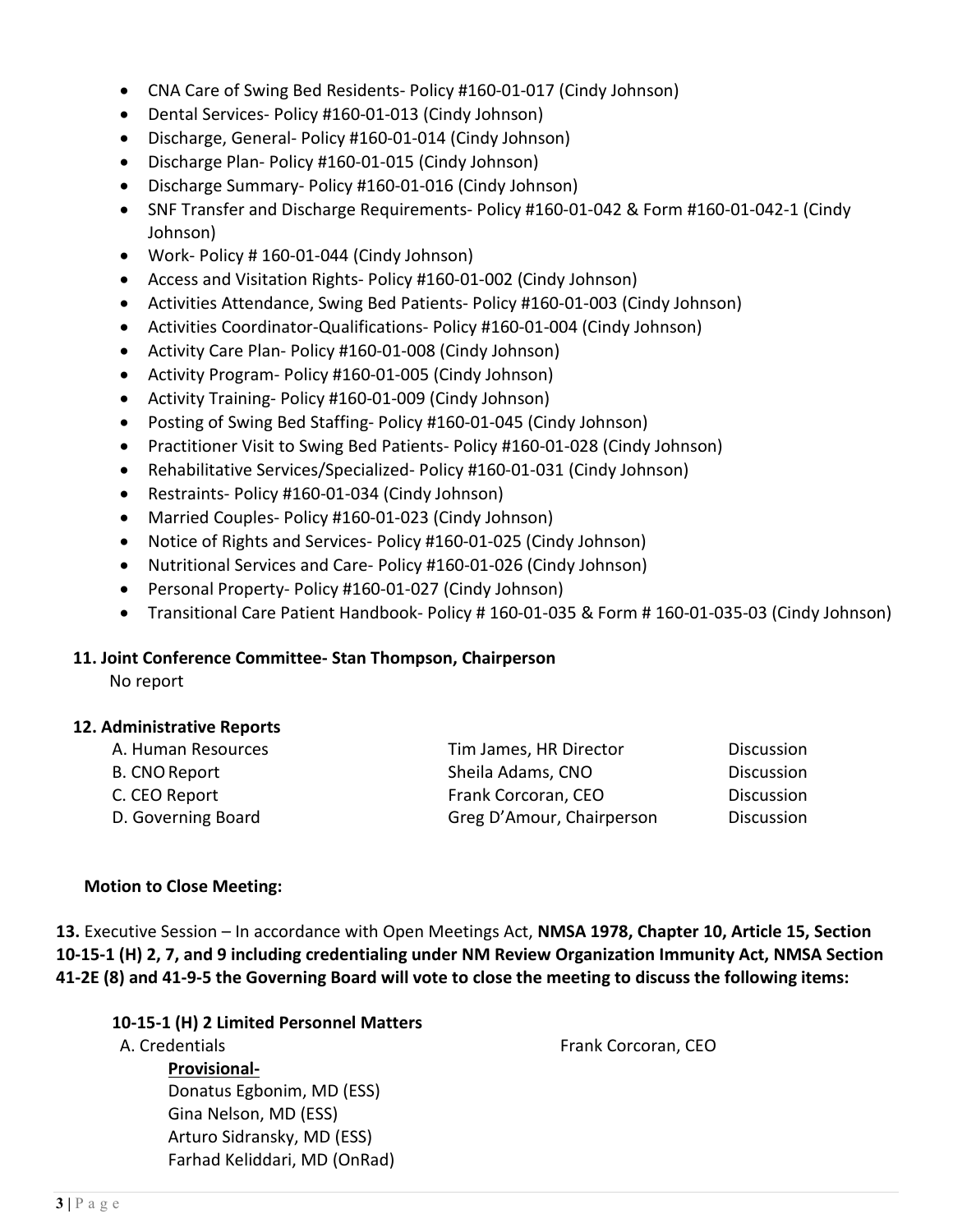- CNA Care of Swing Bed Residents- Policy #160-01-017 (Cindy Johnson)
- Dental Services- Policy #160-01-013 (Cindy Johnson)
- Discharge, General- Policy #160-01-014 (Cindy Johnson)
- Discharge Plan- Policy #160-01-015 (Cindy Johnson)
- Discharge Summary- Policy #160-01-016 (Cindy Johnson)
- SNF Transfer and Discharge Requirements- Policy #160-01-042 & Form #160-01-042-1 (Cindy Johnson)
- Work- Policy # 160-01-044 (Cindy Johnson)
- Access and Visitation Rights- Policy #160-01-002 (Cindy Johnson)
- Activities Attendance, Swing Bed Patients- Policy #160-01-003 (Cindy Johnson)
- Activities Coordinator-Qualifications- Policy #160-01-004 (Cindy Johnson)
- Activity Care Plan- Policy #160-01-008 (Cindy Johnson)
- Activity Program- Policy #160-01-005 (Cindy Johnson)
- Activity Training- Policy #160-01-009 (Cindy Johnson)
- Posting of Swing Bed Staffing- Policy #160-01-045 (Cindy Johnson)
- Practitioner Visit to Swing Bed Patients- Policy #160-01-028 (Cindy Johnson)
- Rehabilitative Services/Specialized- Policy #160-01-031 (Cindy Johnson)
- Restraints- Policy #160-01-034 (Cindy Johnson)
- Married Couples- Policy #160-01-023 (Cindy Johnson)
- Notice of Rights and Services- Policy #160-01-025 (Cindy Johnson)
- Nutritional Services and Care- Policy #160-01-026 (Cindy Johnson)
- Personal Property- Policy #160-01-027 (Cindy Johnson)
- Transitional Care Patient Handbook- Policy # 160-01-035 & Form # 160-01-035-03 (Cindy Johnson)

**11. Joint Conference Committee- Stan Thompson, Chairperson**

No report

**12. Administrative Reports**

| | | |
|---|---|---|
| A. Human Resources | Tim James, HR Director | Discussion |
| B. CNO Report | Sheila Adams, CNO | Discussion |
| C. CEO Report | Frank Corcoran, CEO | Discussion |
| D. Governing Board | Greg D'Amour, Chairperson | Discussion |

**Motion to Close Meeting:**

**13.** Executive Session – In accordance with Open Meetings Act, **NMSA 1978, Chapter 10, Article 15, Section 10-15-1 (H) 2, 7, and 9 including credentialing under NM Review Organization Immunity Act, NMSA Section 41-2E (8) and 41-9-5 the Governing Board will vote to close the meeting to discuss the following items:**

**10-15-1 (H) 2 Limited Personnel Matters**

A. Credentials — Frank Corcoran, CEO

**Provisional-**

Donatus Egbonim, MD (ESS)
Gina Nelson, MD (ESS)
Arturo Sidransky, MD (ESS)
Farhad Keliddari, MD (OnRad)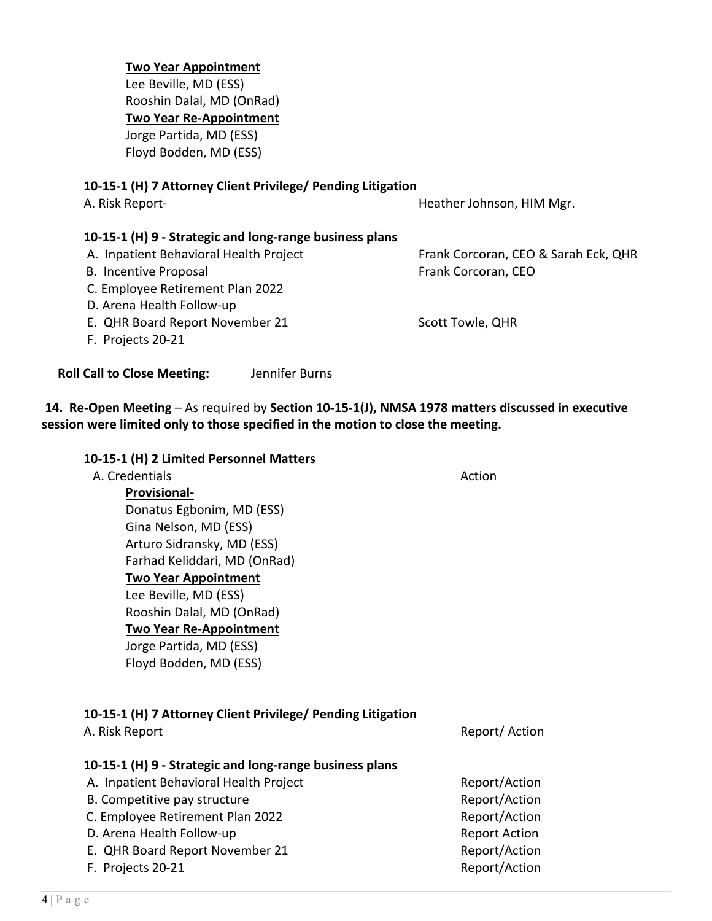**Two Year Appointment**
Lee Beville, MD (ESS)
Rooshin Dalal, MD (OnRad)
**Two Year Re-Appointment**
Jorge Partida, MD (ESS)
Floyd Bodden, MD (ESS)

**10-15-1 (H) 7 Attorney Client Privilege/ Pending Litigation**

A. Risk Report- — Heather Johnson, HIM Mgr.

**10-15-1 (H) 9 - Strategic and long-range business plans**

A. Inpatient Behavioral Health Project — Frank Corcoran, CEO & Sarah Eck, QHR
B. Incentive Proposal — Frank Corcoran, CEO
C. Employee Retirement Plan 2022
D. Arena Health Follow-up
E. QHR Board Report November 21 — Scott Towle, QHR
F. Projects 20-21

**Roll Call to Close Meeting:** Jennifer Burns

**14. Re-Open Meeting** – As required by **Section 10-15-1(J), NMSA 1978 matters discussed in executive session were limited only to those specified in the motion to close the meeting.**

**10-15-1 (H) 2 Limited Personnel Matters**

A. Credentials — Action

**Provisional-**
Donatus Egbonim, MD (ESS)
Gina Nelson, MD (ESS)
Arturo Sidransky, MD (ESS)
Farhad Keliddari, MD (OnRad)
**Two Year Appointment**
Lee Beville, MD (ESS)
Rooshin Dalal, MD (OnRad)
**Two Year Re-Appointment**
Jorge Partida, MD (ESS)
Floyd Bodden, MD (ESS)

**10-15-1 (H) 7 Attorney Client Privilege/ Pending Litigation**

A. Risk Report — Report/ Action

**10-15-1 (H) 9 - Strategic and long-range business plans**

A. Inpatient Behavioral Health Project — Report/Action
B. Competitive pay structure — Report/Action
C. Employee Retirement Plan 2022 — Report/Action
D. Arena Health Follow-up — Report Action
E. QHR Board Report November 21 — Report/Action
F. Projects 20-21 — Report/Action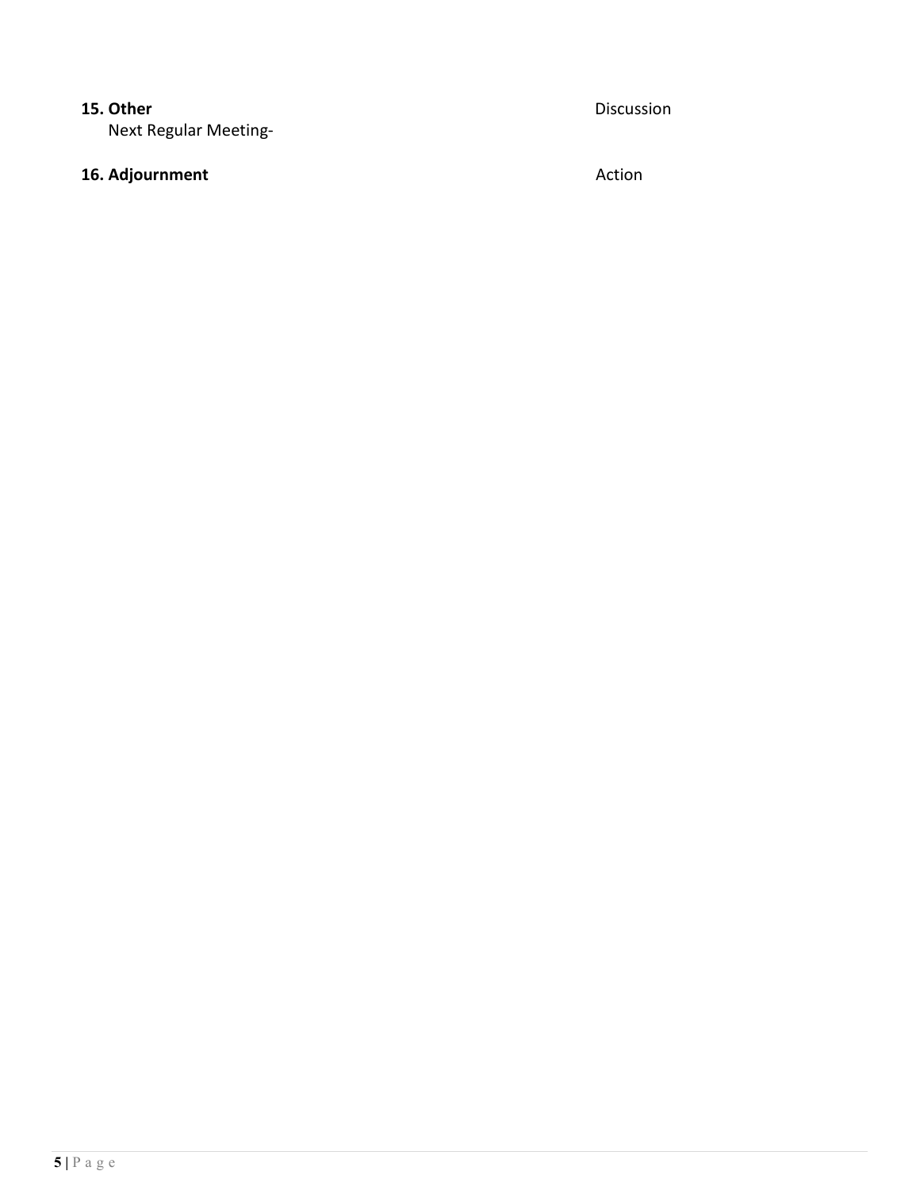**15. Other** Discussion

Next Regular Meeting-

**16. Adjournment** Action